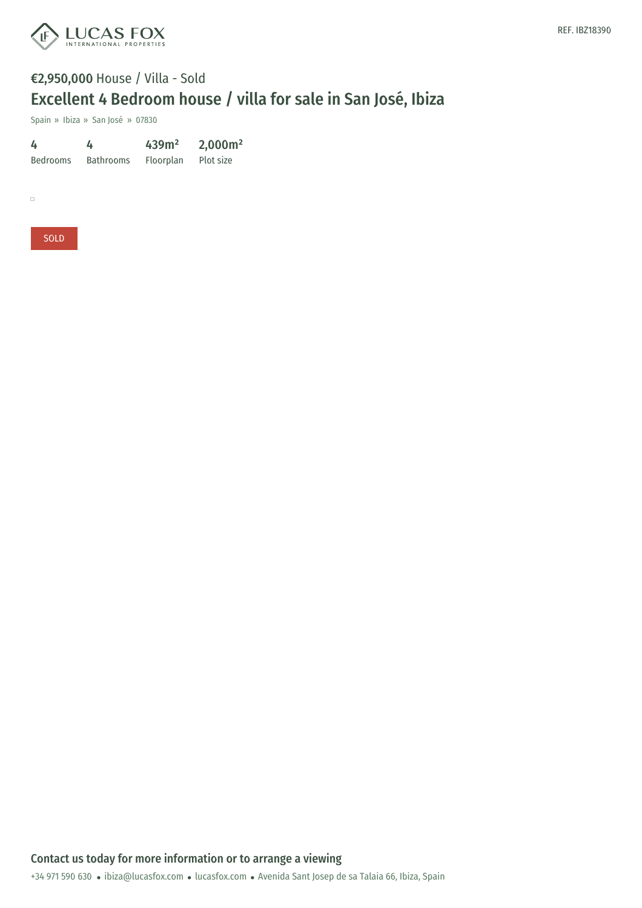LUCAS FOX
INTERNATIONAL PROPERTIES

REF. IBZ18390

**€2,950,000** House / Villa - Sold

# Excellent 4 Bedroom house / villa for sale in San José, Ibiza

Spain » Ibiza » San José » 07830

| 4 | 4 | 439m² | 2,000m² |
| --- | --- | --- | --- |
| Bedrooms | Bathrooms | Floorplan | Plot size |

SOLD

## Contact us today for more information or to arrange a viewing

+34 971 590 630 • ibiza@lucasfox.com • lucasfox.com • Avenida Sant Josep de sa Talaia 66, Ibiza, Spain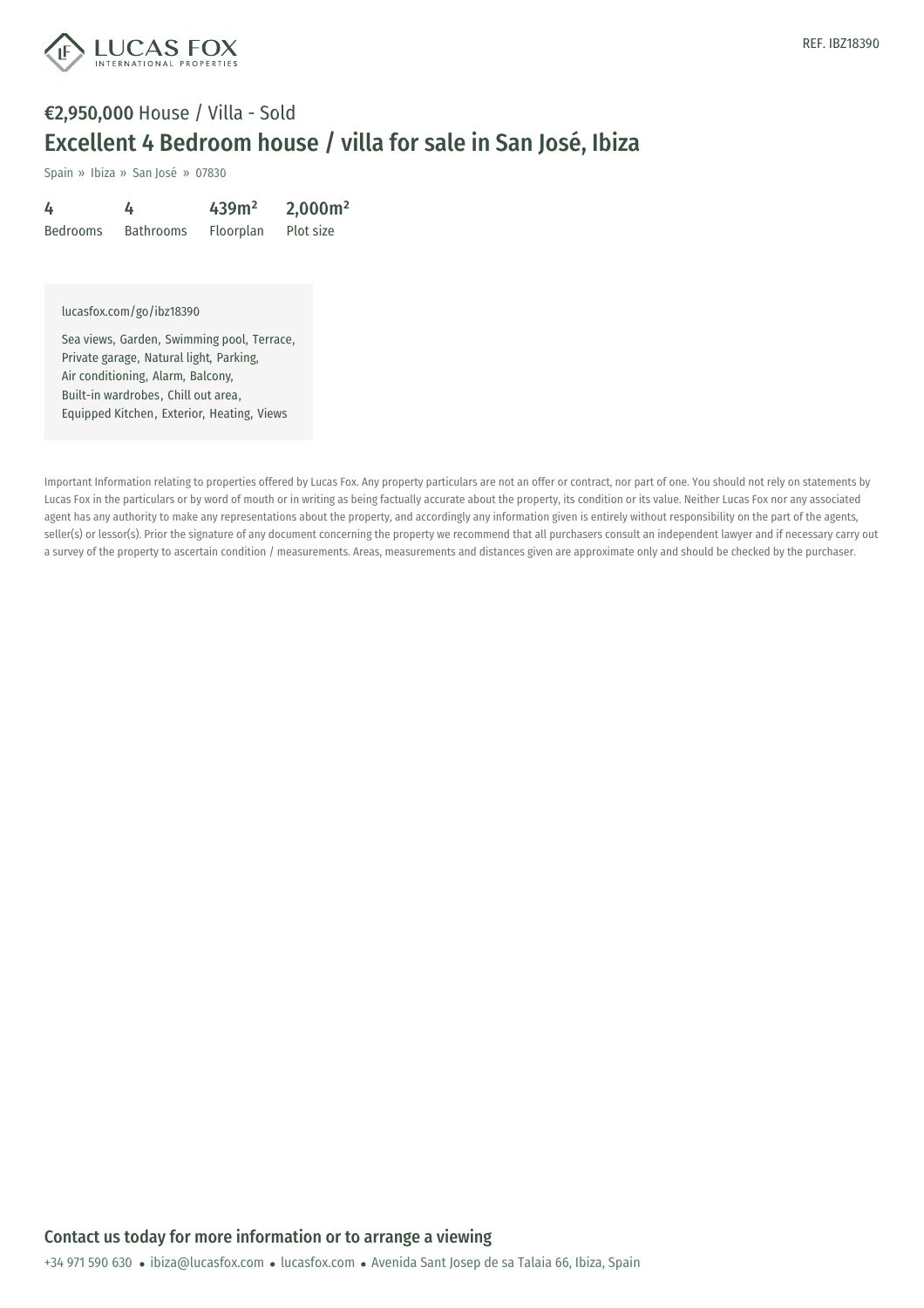**€2,950,000** House / Villa - Sold

# Excellent 4 Bedroom house / villa for sale in San José, Ibiza

Spain » Ibiza » San José » 07830

| 4 | 4 | 439m² | 2,000m² |
|---|---|---|---|
| Bedrooms | Bathrooms | Floorplan | Plot size |

lucasfox.com/go/ibz18390

Sea views, Garden, Swimming pool, Terrace, Private garage, Natural light, Parking, Air conditioning, Alarm, Balcony, Built-in wardrobes, Chill out area, Equipped Kitchen, Exterior, Heating, Views

Important Information relating to properties offered by Lucas Fox. Any property particulars are not an offer or contract, nor part of one. You should not rely on statements by Lucas Fox in the particulars or by word of mouth or in writing as being factually accurate about the property, its condition or its value. Neither Lucas Fox nor any associated agent has any authority to make any representations about the property, and accordingly any information given is entirely without responsibility on the part of the agents, seller(s) or lessor(s). Prior the signature of any document concerning the property we recommend that all purchasers consult an independent lawyer and if necessary carry out a survey of the property to ascertain condition / measurements. Areas, measurements and distances given are approximate only and should be checked by the purchaser.

## Contact us today for more information or to arrange a viewing

+34 971 590 630 • ibiza@lucasfox.com • lucasfox.com • Avenida Sant Josep de sa Talaia 66, Ibiza, Spain